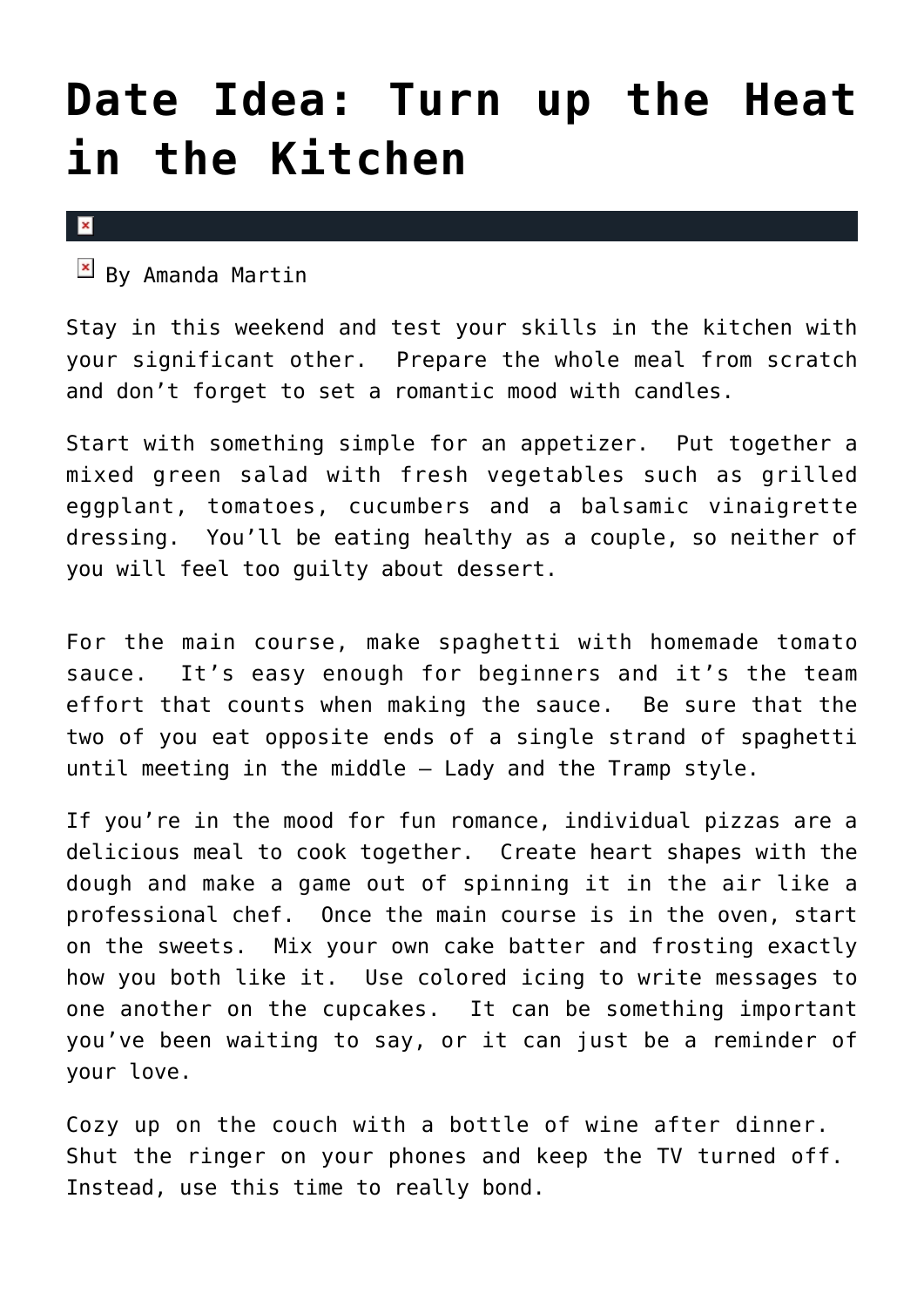# Date Idea: Turn up the Heat in the Kitchen

By Amanda Martin

Stay in this weekend and test your skills in the kitchen with your significant other.  Prepare the whole meal from scratch and don't forget to set a romantic mood with candles.

Start with something simple for an appetizer.  Put together a mixed green salad with fresh vegetables such as grilled eggplant, tomatoes, cucumbers and a balsamic vinaigrette dressing.  You'll be eating healthy as a couple, so neither of you will feel too guilty about dessert.

For the main course, make spaghetti with homemade tomato sauce.  It's easy enough for beginners and it's the team effort that counts when making the sauce.  Be sure that the two of you eat opposite ends of a single strand of spaghetti until meeting in the middle – Lady and the Tramp style.

If you're in the mood for fun romance, individual pizzas are a delicious meal to cook together.  Create heart shapes with the dough and make a game out of spinning it in the air like a professional chef.  Once the main course is in the oven, start on the sweets.  Mix your own cake batter and frosting exactly how you both like it.  Use colored icing to write messages to one another on the cupcakes.  It can be something important you've been waiting to say, or it can just be a reminder of your love.

Cozy up on the couch with a bottle of wine after dinner.  Shut the ringer on your phones and keep the TV turned off.  Instead, use this time to really bond.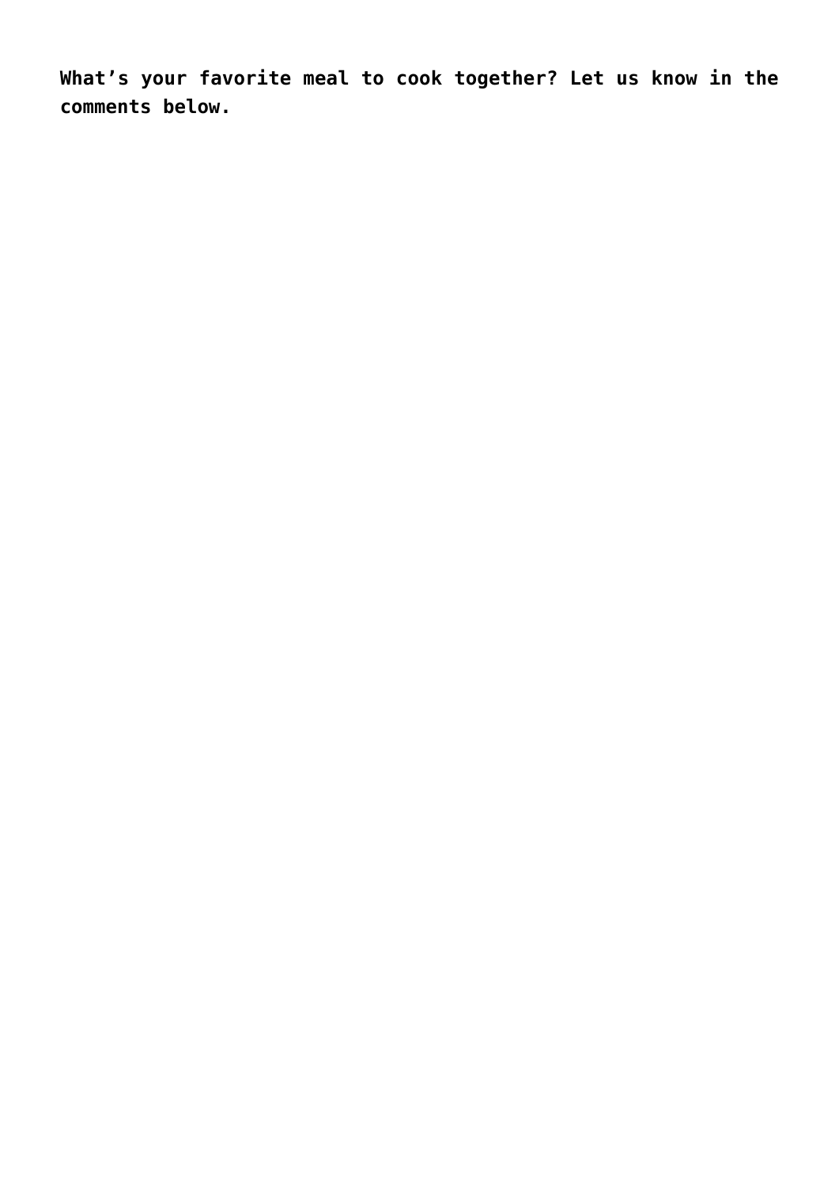**What’s your favorite meal to cook together? Let us know in the comments below.**